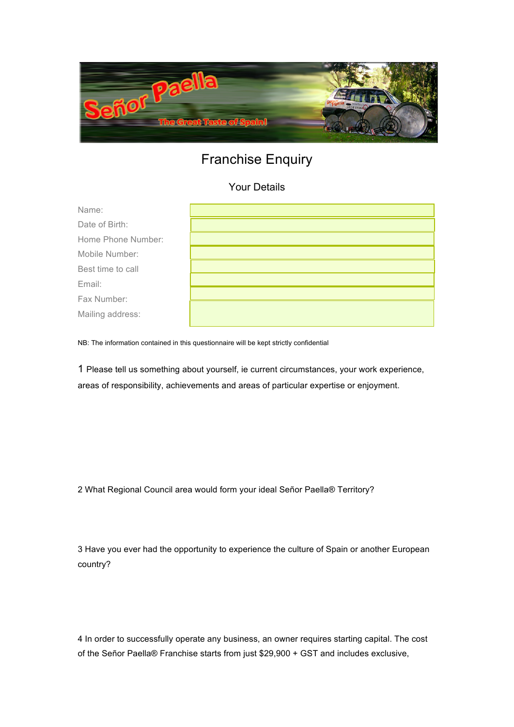# Franchise Enquiry

## Your Details

| | |
|---|---|
| Name: | |
| Date of Birth: | |
| Home Phone Number: | |
| Mobile Number: | |
| Best time to call | |
| Email: | |
| Fax Number: | |
| Mailing address: | |

NB: The information contained in this questionnaire will be kept strictly confidential

1 Please tell us something about yourself, ie current circumstances, your work experience, areas of responsibility, achievements and areas of particular expertise or enjoyment.

2 What Regional Council area would form your ideal Señor Paella® Territory?

3 Have you ever had the opportunity to experience the culture of Spain or another European country?

4 In order to successfully operate any business, an owner requires starting capital. The cost of the Señor Paella® Franchise starts from just $29,900 + GST and includes exclusive,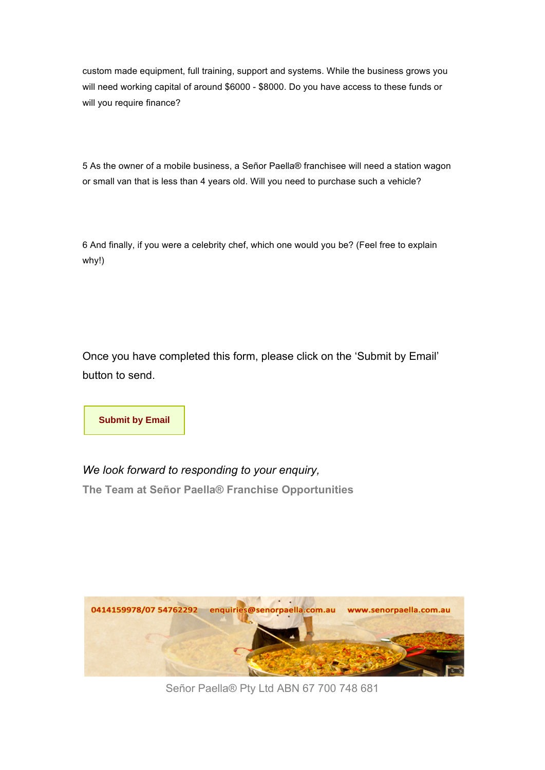custom made equipment, full training, support and systems. While the business grows you will need working capital of around $6000 - $8000. Do you have access to these funds or will you require finance?

5 As the owner of a mobile business, a Señor Paella® franchisee will need a station wagon or small van that is less than 4 years old. Will you need to purchase such a vehicle?

6 And finally, if you were a celebrity chef, which one would you be? (Feel free to explain why!)

Once you have completed this form, please click on the 'Submit by Email' button to send.

**Submit by Email**

*We look forward to responding to your enquiry,*

**The Team at Señor Paella® Franchise Opportunities**

0414159978/07 54762292 enquiries@senorpaella.com.au www.senorpaella.com.au

Señor Paella® Pty Ltd ABN 67 700 748 681